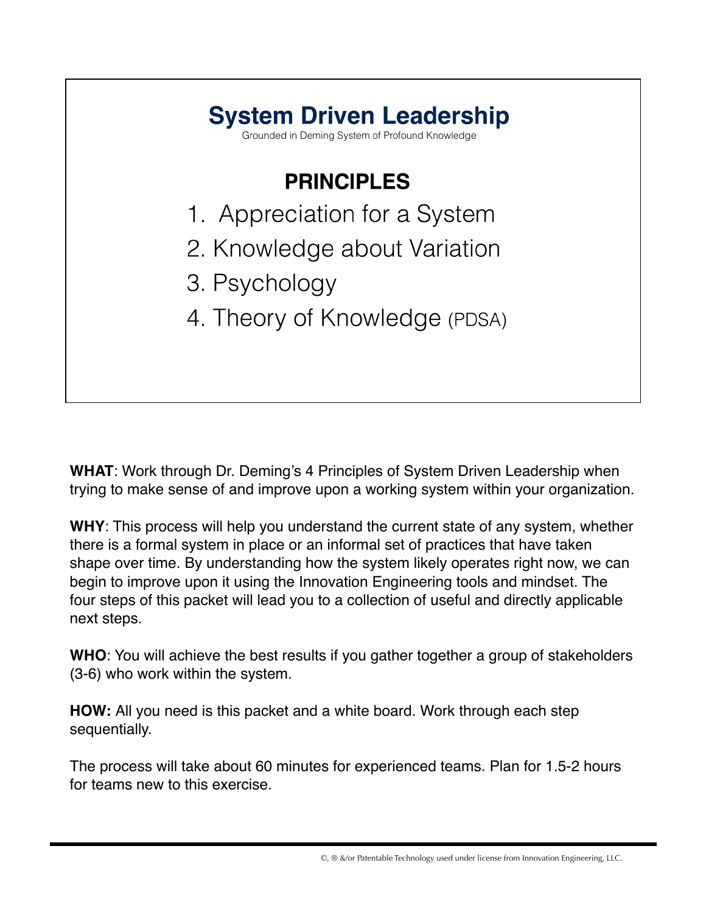# System Driven Leadership

Grounded in Deming System of Profound Knowledge

## PRINCIPLES

1. Appreciation for a System
2. Knowledge about Variation
3. Psychology
4. Theory of Knowledge (PDSA)

**WHAT**: Work through Dr. Deming's 4 Principles of System Driven Leadership when trying to make sense of and improve upon a working system within your organization.

**WHY**: This process will help you understand the current state of any system, whether there is a formal system in place or an informal set of practices that have taken shape over time. By understanding how the system likely operates right now, we can begin to improve upon it using the Innovation Engineering tools and mindset. The four steps of this packet will lead you to a collection of useful and directly applicable next steps.

**WHO**: You will achieve the best results if you gather together a group of stakeholders (3-6) who work within the system.

**HOW:** All you need is this packet and a white board. Work through each step sequentially.

The process will take about 60 minutes for experienced teams. Plan for 1.5-2 hours for teams new to this exercise.

©, ® &/or Patentable Technology used under license from Innovation Engineering, LLC.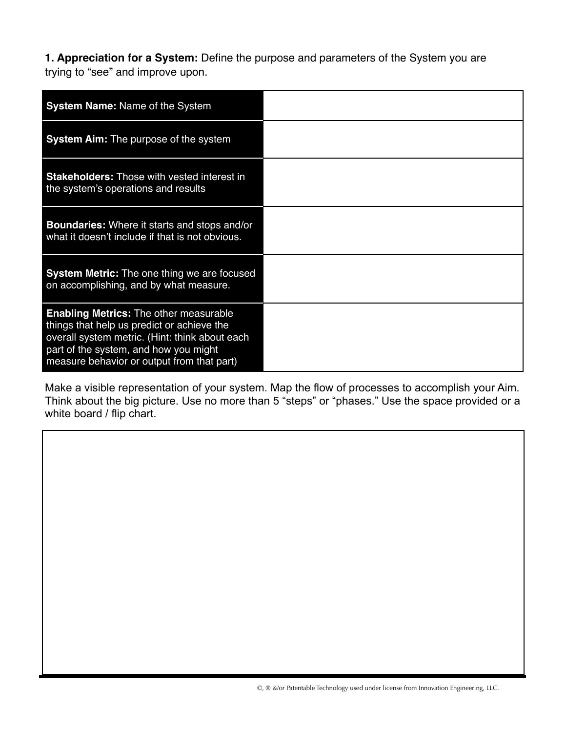**1. Appreciation for a System:** Define the purpose and parameters of the System you are trying to "see" and improve upon.

| | |
|---|---|
| **System Name:** Name of the System | |
| **System Aim:** The purpose of the system | |
| **Stakeholders:** Those with vested interest in the system's operations and results | |
| **Boundaries:** Where it starts and stops and/or what it doesn't include if that is not obvious. | |
| **System Metric:** The one thing we are focused on accomplishing, and by what measure. | |
| **Enabling Metrics:** The other measurable things that help us predict or achieve the overall system metric. (Hint: think about each part of the system, and how you might measure behavior or output from that part) | |

Make a visible representation of your system. Map the flow of processes to accomplish your Aim. Think about the big picture. Use no more than 5 "steps" or "phases." Use the space provided or a white board / flip chart.

©, ® &/or Patentable Technology used under license from Innovation Engineering, LLC.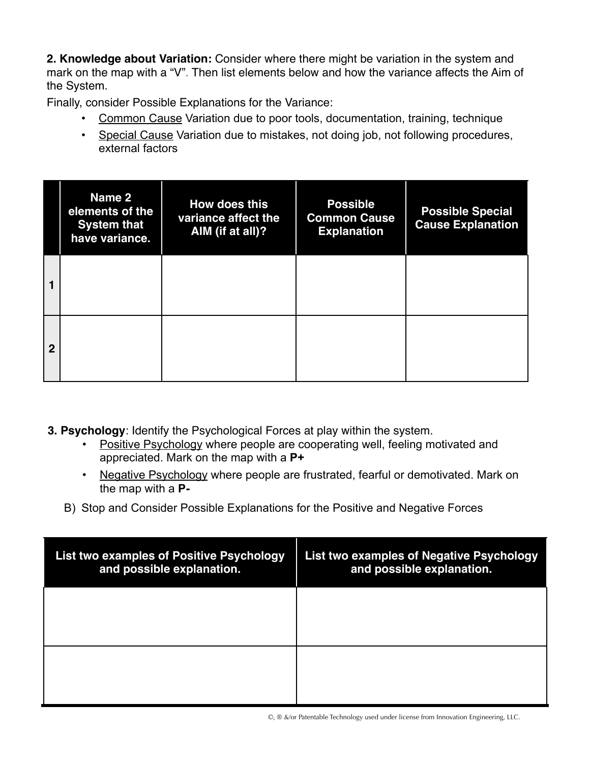**2. Knowledge about Variation:** Consider where there might be variation in the system and mark on the map with a "V". Then list elements below and how the variance affects the Aim of the System.

Finally, consider Possible Explanations for the Variance:

- Common Cause Variation due to poor tools, documentation, training, technique
- Special Cause Variation due to mistakes, not doing job, not following procedures, external factors

| | Name 2 elements of the System that have variance. | How does this variance affect the AIM (if at all)? | Possible Common Cause Explanation | Possible Special Cause Explanation |
|---|---|---|---|---|
| 1 | | | | |
| 2 | | | | |

**3. Psychology**: Identify the Psychological Forces at play within the system.

- Positive Psychology where people are cooperating well, feeling motivated and appreciated. Mark on the map with a **P+**
- Negative Psychology where people are frustrated, fearful or demotivated. Mark on the map with a **P-**

B) Stop and Consider Possible Explanations for the Positive and Negative Forces

| List two examples of Positive Psychology and possible explanation. | List two examples of Negative Psychology and possible explanation. |
|---|---|
| | |
| | |

©, ® &/or Patentable Technology used under license from Innovation Engineering, LLC.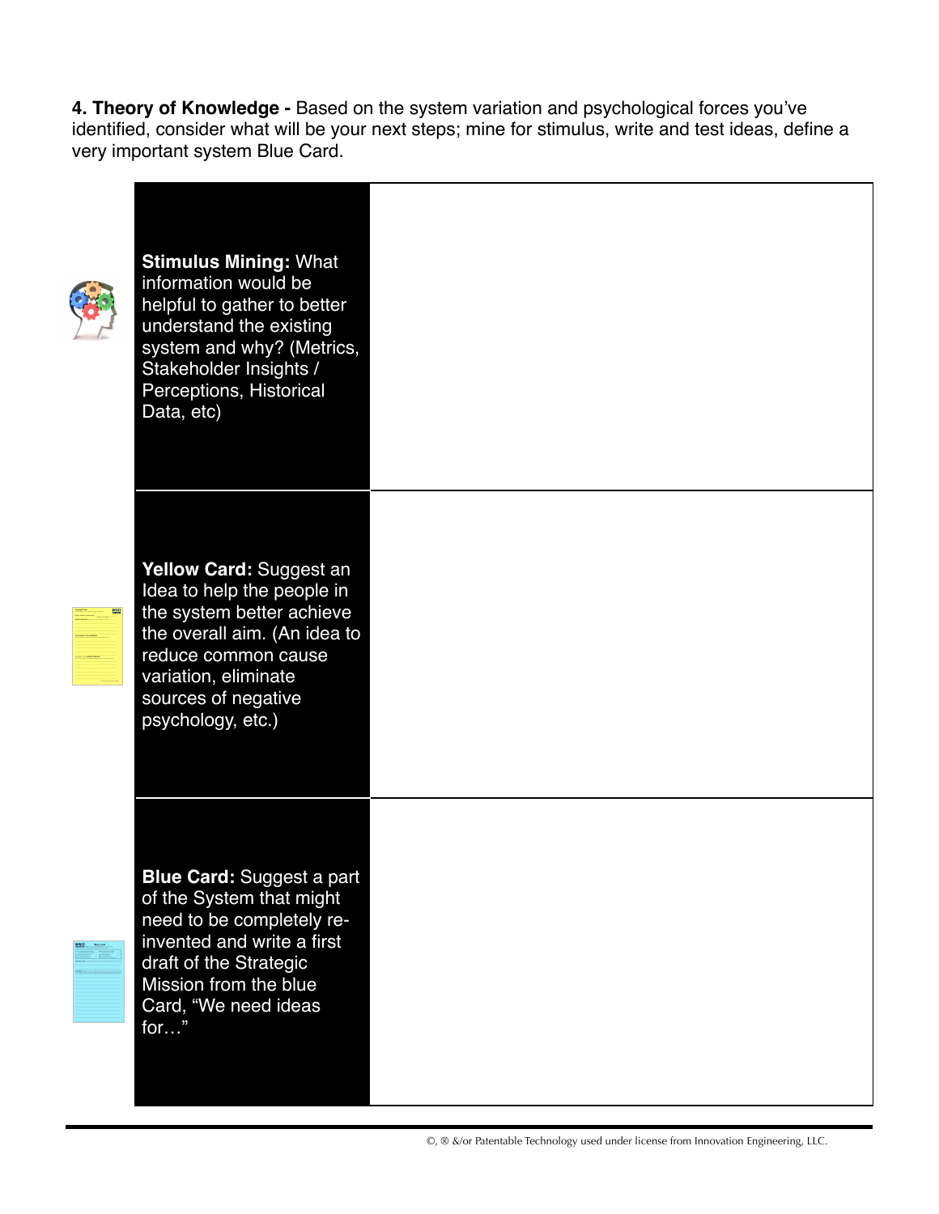**4. Theory of Knowledge -** Based on the system variation and psychological forces you've identified, consider what will be your next steps; mine for stimulus, write and test ideas, define a very important system Blue Card.

| | |
|---|---|
| **Stimulus Mining:** What information would be helpful to gather to better understand the existing system and why? (Metrics, Stakeholder Insights / Perceptions, Historical Data, etc) | |
| **Yellow Card:** Suggest an Idea to help the people in the system better achieve the overall aim. (An idea to reduce common cause variation, eliminate sources of negative psychology, etc.) | |
| **Blue Card:** Suggest a part of the System that might need to be completely re-invented and write a first draft of the Strategic Mission from the blue Card, "We need ideas for…" | |

©, ® &/or Patentable Technology used under license from Innovation Engineering, LLC.